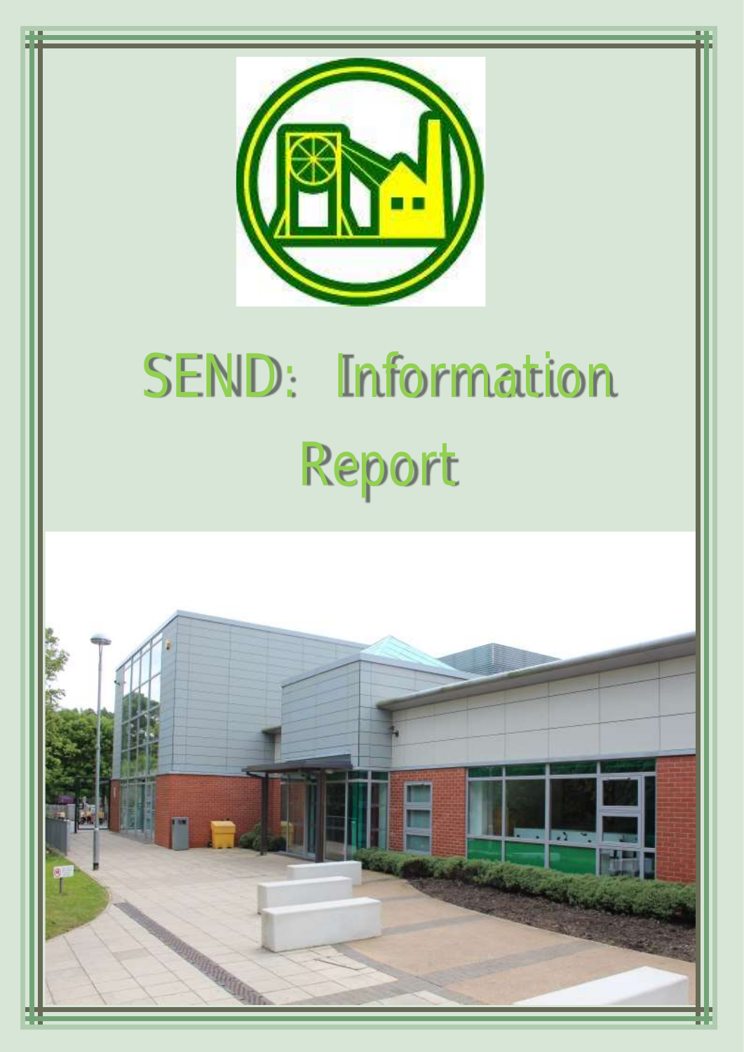# SEND: Information Report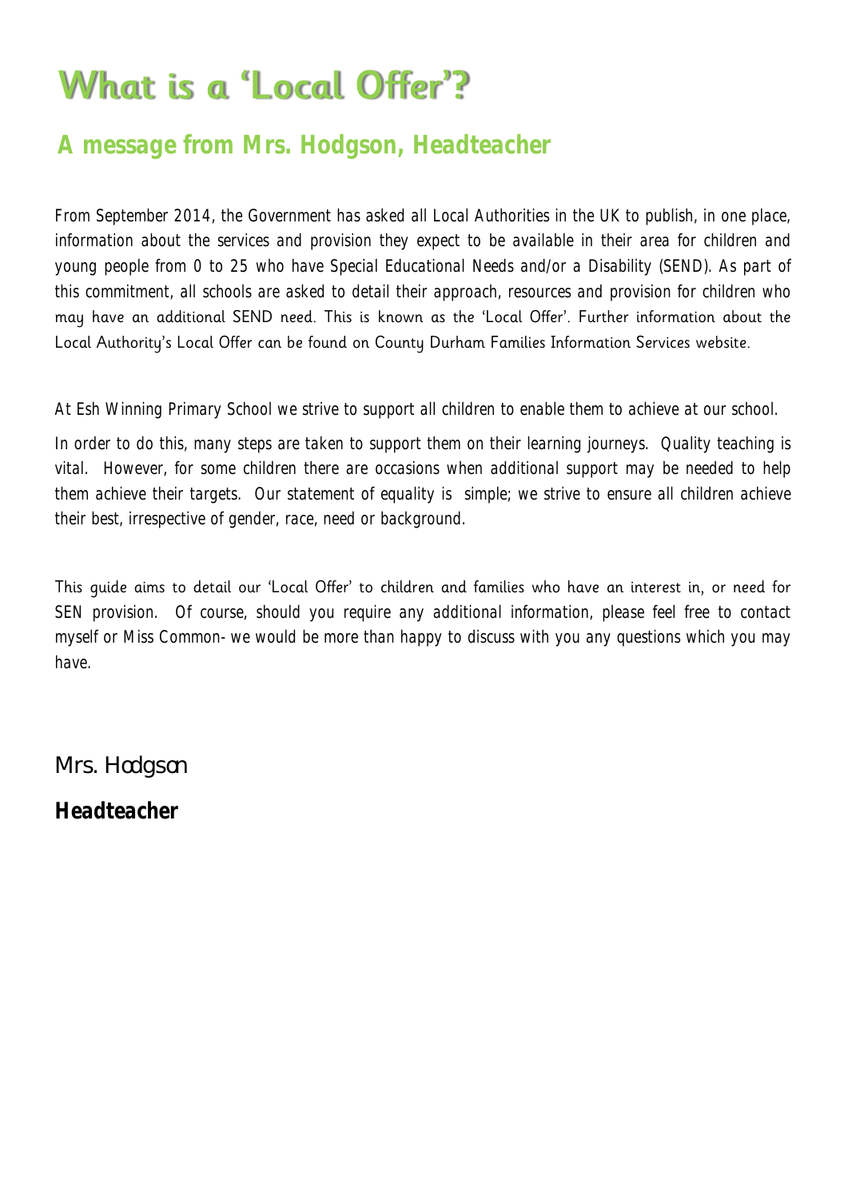# What is a 'Local Offer'?

## A message from Mrs. Hodgson, Headteacher

From September 2014, the Government has asked all Local Authorities in the UK to publish, in one place, information about the services and provision they expect to be available in their area for children and young people from 0 to 25 who have Special Educational Needs and/or a Disability (SEND). As part of this commitment, all schools are asked to detail their approach, resources and provision for children who may have an additional SEND need. This is known as the 'Local Offer'. Further information about the Local Authority's Local Offer can be found on County Durham Families Information Services website.

At Esh Winning Primary School we strive to support all children to enable them to achieve at our school.

In order to do this, many steps are taken to support them on their learning journeys. Quality teaching is vital. However, for some children there are occasions when additional support may be needed to help them achieve their targets. Our statement of equality is simple; we strive to ensure all children achieve their best, irrespective of gender, race, need or background.

This guide aims to detail our 'Local Offer' to children and families who have an interest in, or need for SEN provision. Of course, should you require any additional information, please feel free to contact myself or Miss Common- we would be more than happy to discuss with you any questions which you may have.

Mrs. Hodgson

**Headteacher**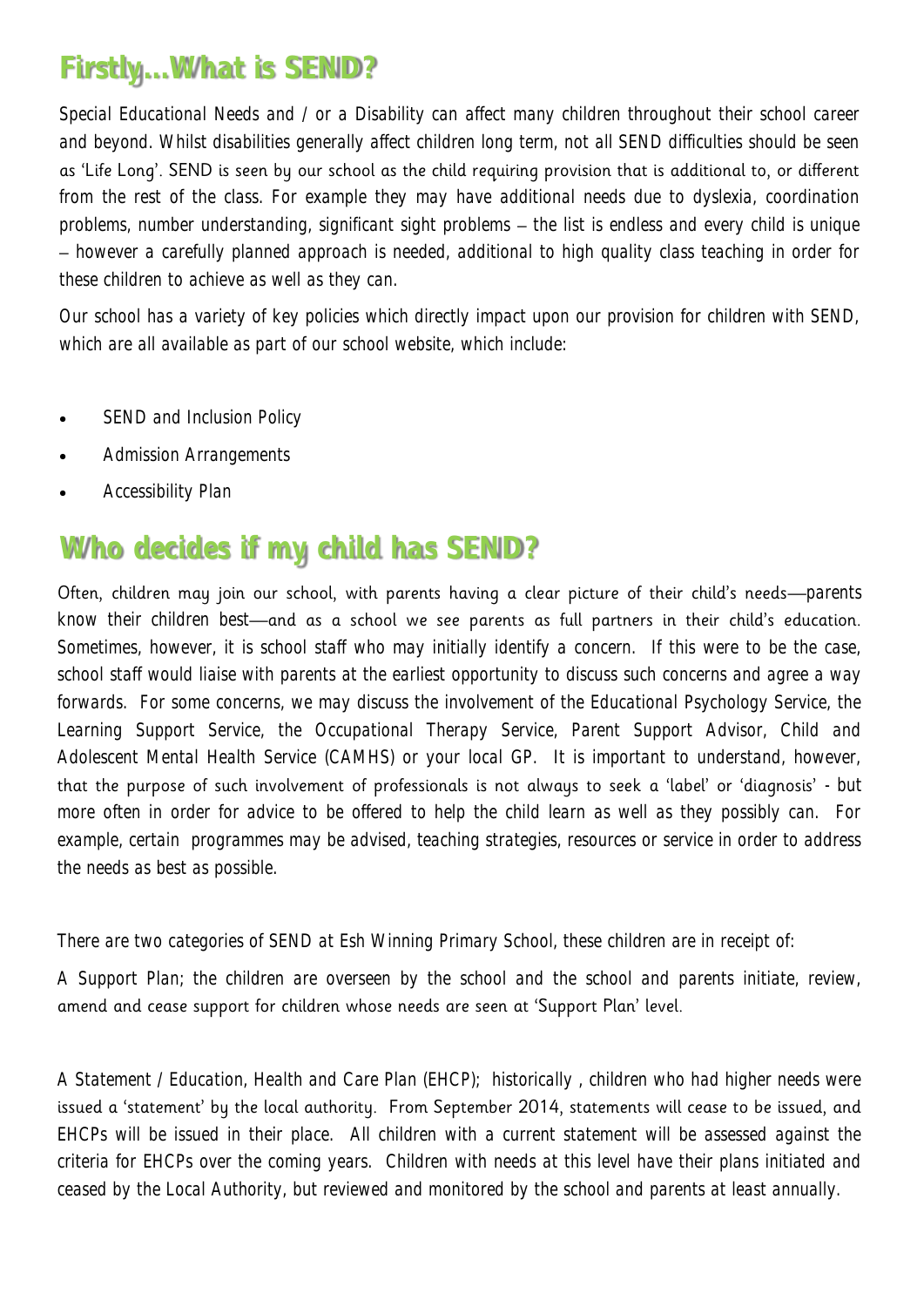## Firstly...What is SEND?

Special Educational Needs and / or a Disability can affect many children throughout their school career and beyond. Whilst disabilities generally affect children long term, not all SEND difficulties should be seen as 'Life Long'. SEND is seen by our school as the child requiring provision that is additional to, or different from the rest of the class. For example they may have additional needs due to dyslexia, coordination problems, number understanding, significant sight problems – the list is endless and every child is unique – however a carefully planned approach is needed, additional to high quality class teaching in order for these children to achieve as well as they can.

Our school has a variety of key policies which directly impact upon our provision for children with SEND, which are all available as part of our school website, which include:

- SEND and Inclusion Policy
- Admission Arrangements
- Accessibility Plan

## Who decides if my child has SEND?

Often, children may join our school, with parents having a clear picture of their child's needs—parents know their children best—and as a school we see parents as full partners in their child's education. Sometimes, however, it is school staff who may initially identify a concern. If this were to be the case, school staff would liaise with parents at the earliest opportunity to discuss such concerns and agree a way forwards. For some concerns, we may discuss the involvement of the Educational Psychology Service, the Learning Support Service, the Occupational Therapy Service, Parent Support Advisor, Child and Adolescent Mental Health Service (CAMHS) or your local GP. It is important to understand, however, that the purpose of such involvement of professionals is not always to seek a 'label' or 'diagnosis' - but more often in order for advice to be offered to help the child learn as well as they possibly can. For example, certain programmes may be advised, teaching strategies, resources or service in order to address the needs as best as possible.

There are two categories of SEND at Esh Winning Primary School, these children are in receipt of:

A Support Plan; the children are overseen by the school and the school and parents initiate, review, amend and cease support for children whose needs are seen at 'Support Plan' level.

A Statement / Education, Health and Care Plan (EHCP); historically , children who had higher needs were issued a 'statement' by the local authority. From September 2014, statements will cease to be issued, and EHCPs will be issued in their place. All children with a current statement will be assessed against the criteria for EHCPs over the coming years. Children with needs at this level have their plans initiated and ceased by the Local Authority, but reviewed and monitored by the school and parents at least annually.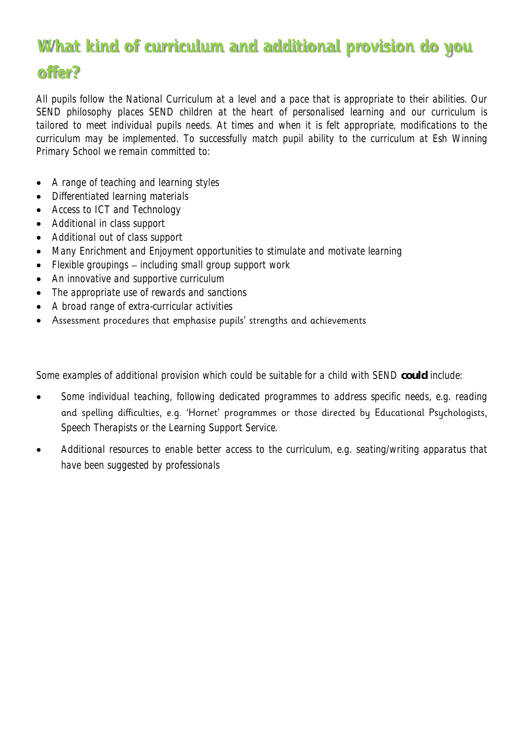## What kind of curriculum and additional provision do you offer?

All pupils follow the National Curriculum at a level and a pace that is appropriate to their abilities. Our SEND philosophy places SEND children at the heart of personalised learning and our curriculum is tailored to meet individual pupils needs. At times and when it is felt appropriate, modifications to the curriculum may be implemented. To successfully match pupil ability to the curriculum at Esh Winning Primary School we remain committed to:

- A range of teaching and learning styles
- Differentiated learning materials
- Access to ICT and Technology
- Additional in class support
- Additional out of class support
- Many Enrichment and Enjoyment opportunities to stimulate and motivate learning
- Flexible groupings – including small group support work
- An innovative and supportive curriculum
- The appropriate use of rewards and sanctions
- A broad range of extra-curricular activities
- Assessment procedures that emphasise pupils' strengths and achievements

Some examples of additional provision which could be suitable for a child with SEND **could** include:

- Some individual teaching, following dedicated programmes to address specific needs, e.g. reading and spelling difficulties, e.g. 'Hornet' programmes or those directed by Educational Psychologists, Speech Therapists or the Learning Support Service.
- Additional resources to enable better access to the curriculum, e.g. seating/writing apparatus that have been suggested by professionals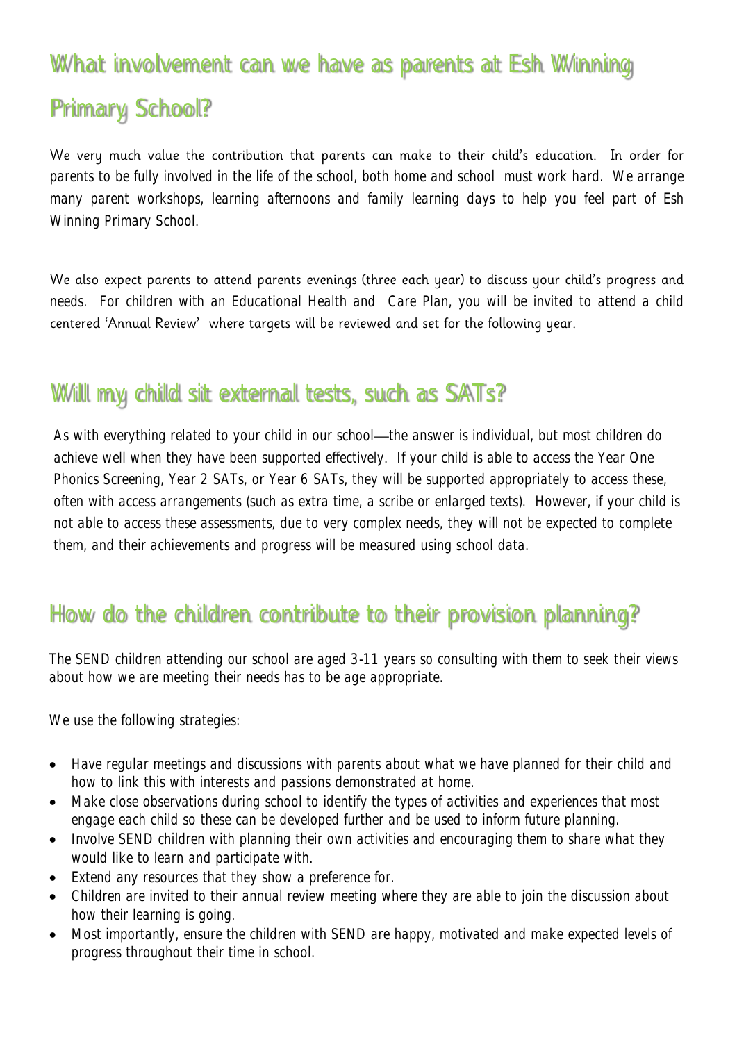## What involvement can we have as parents at Esh Winning Primary School?

We very much value the contribution that parents can make to their child's education. In order for parents to be fully involved in the life of the school, both home and school must work hard. We arrange many parent workshops, learning afternoons and family learning days to help you feel part of Esh Winning Primary School.

We also expect parents to attend parents evenings (three each year) to discuss your child's progress and needs. For children with an Educational Health and Care Plan, you will be invited to attend a child centered 'Annual Review' where targets will be reviewed and set for the following year.

## Will my child sit external tests, such as SATs?

As with everything related to your child in our school—the answer is individual, but most children do achieve well when they have been supported effectively. If your child is able to access the Year One Phonics Screening, Year 2 SATs, or Year 6 SATs, they will be supported appropriately to access these, often with access arrangements (such as extra time, a scribe or enlarged texts). However, if your child is not able to access these assessments, due to very complex needs, they will not be expected to complete them, and their achievements and progress will be measured using school data.

## How do the children contribute to their provision planning?

The SEND children attending our school are aged 3-11 years so consulting with them to seek their views about how we are meeting their needs has to be age appropriate.

We use the following strategies:

- Have regular meetings and discussions with parents about what we have planned for their child and how to link this with interests and passions demonstrated at home.
- Make close observations during school to identify the types of activities and experiences that most engage each child so these can be developed further and be used to inform future planning.
- Involve SEND children with planning their own activities and encouraging them to share what they would like to learn and participate with.
- Extend any resources that they show a preference for.
- Children are invited to their annual review meeting where they are able to join the discussion about how their learning is going.
- Most importantly, ensure the children with SEND are happy, motivated and make expected levels of progress throughout their time in school.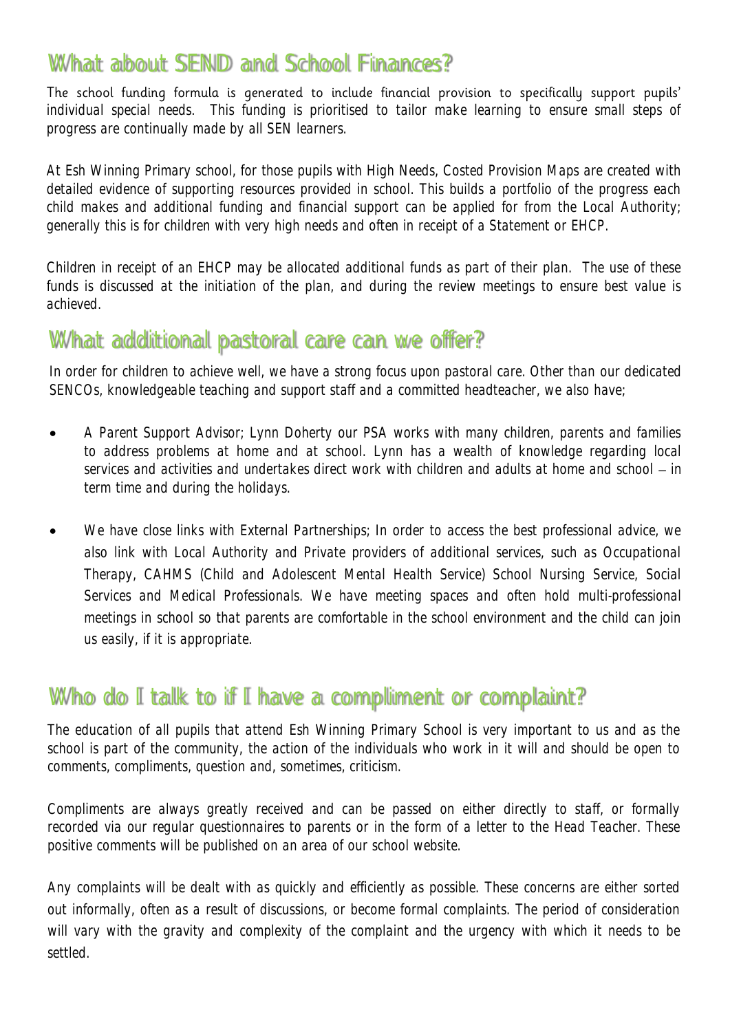## What about SEND and School Finances?

The school funding formula is generated to include financial provision to specifically support pupils' individual special needs. This funding is prioritised to tailor make learning to ensure small steps of progress are continually made by all SEN learners.

At Esh Winning Primary school, for those pupils with High Needs, Costed Provision Maps are created with detailed evidence of supporting resources provided in school. This builds a portfolio of the progress each child makes and additional funding and financial support can be applied for from the Local Authority; generally this is for children with very high needs and often in receipt of a Statement or EHCP.

Children in receipt of an EHCP may be allocated additional funds as part of their plan. The use of these funds is discussed at the initiation of the plan, and during the review meetings to ensure best value is achieved.

## What additional pastoral care can we offer?

In order for children to achieve well, we have a strong focus upon pastoral care. Other than our dedicated SENCOs, knowledgeable teaching and support staff and a committed headteacher, we also have;

- A Parent Support Advisor; Lynn Doherty our PSA works with many children, parents and families to address problems at home and at school. Lynn has a wealth of knowledge regarding local services and activities and undertakes direct work with children and adults at home and school – in term time and during the holidays.
- We have close links with External Partnerships; In order to access the best professional advice, we also link with Local Authority and Private providers of additional services, such as Occupational Therapy, CAHMS (Child and Adolescent Mental Health Service) School Nursing Service, Social Services and Medical Professionals. We have meeting spaces and often hold multi-professional meetings in school so that parents are comfortable in the school environment and the child can join us easily, if it is appropriate.

## Who do I talk to if I have a compliment or complaint?

The education of all pupils that attend Esh Winning Primary School is very important to us and as the school is part of the community, the action of the individuals who work in it will and should be open to comments, compliments, question and, sometimes, criticism.

Compliments are always greatly received and can be passed on either directly to staff, or formally recorded via our regular questionnaires to parents or in the form of a letter to the Head Teacher. These positive comments will be published on an area of our school website.

Any complaints will be dealt with as quickly and efficiently as possible. These concerns are either sorted out informally, often as a result of discussions, or become formal complaints. The period of consideration will vary with the gravity and complexity of the complaint and the urgency with which it needs to be settled.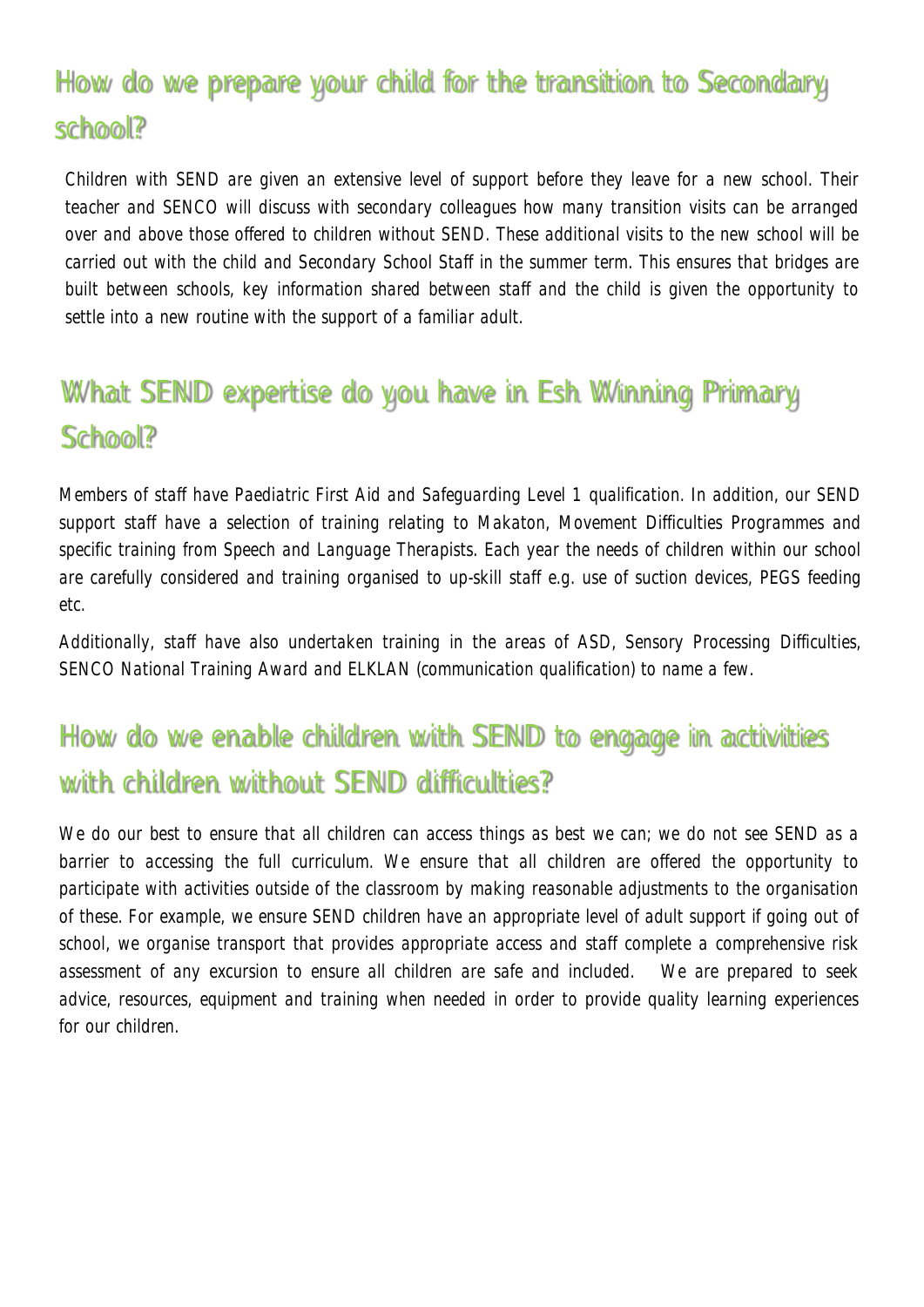## How do we prepare your child for the transition to Secondary school?

Children with SEND are given an extensive level of support before they leave for a new school. Their teacher and SENCO will discuss with secondary colleagues how many transition visits can be arranged over and above those offered to children without SEND. These additional visits to the new school will be carried out with the child and Secondary School Staff in the summer term. This ensures that bridges are built between schools, key information shared between staff and the child is given the opportunity to settle into a new routine with the support of a familiar adult.

## What SEND expertise do you have in Esh Winning Primary School?

Members of staff have Paediatric First Aid and Safeguarding Level 1 qualification. In addition, our SEND support staff have a selection of training relating to Makaton, Movement Difficulties Programmes and specific training from Speech and Language Therapists. Each year the needs of children within our school are carefully considered and training organised to up-skill staff e.g. use of suction devices, PEGS feeding etc.

Additionally, staff have also undertaken training in the areas of ASD, Sensory Processing Difficulties, SENCO National Training Award and ELKLAN (communication qualification) to name a few.

## How do we enable children with SEND to engage in activities with children without SEND difficulties?

We do our best to ensure that all children can access things as best we can; we do not see SEND as a barrier to accessing the full curriculum. We ensure that all children are offered the opportunity to participate with activities outside of the classroom by making reasonable adjustments to the organisation of these. For example, we ensure SEND children have an appropriate level of adult support if going out of school, we organise transport that provides appropriate access and staff complete a comprehensive risk assessment of any excursion to ensure all children are safe and included. We are prepared to seek advice, resources, equipment and training when needed in order to provide quality learning experiences for our children.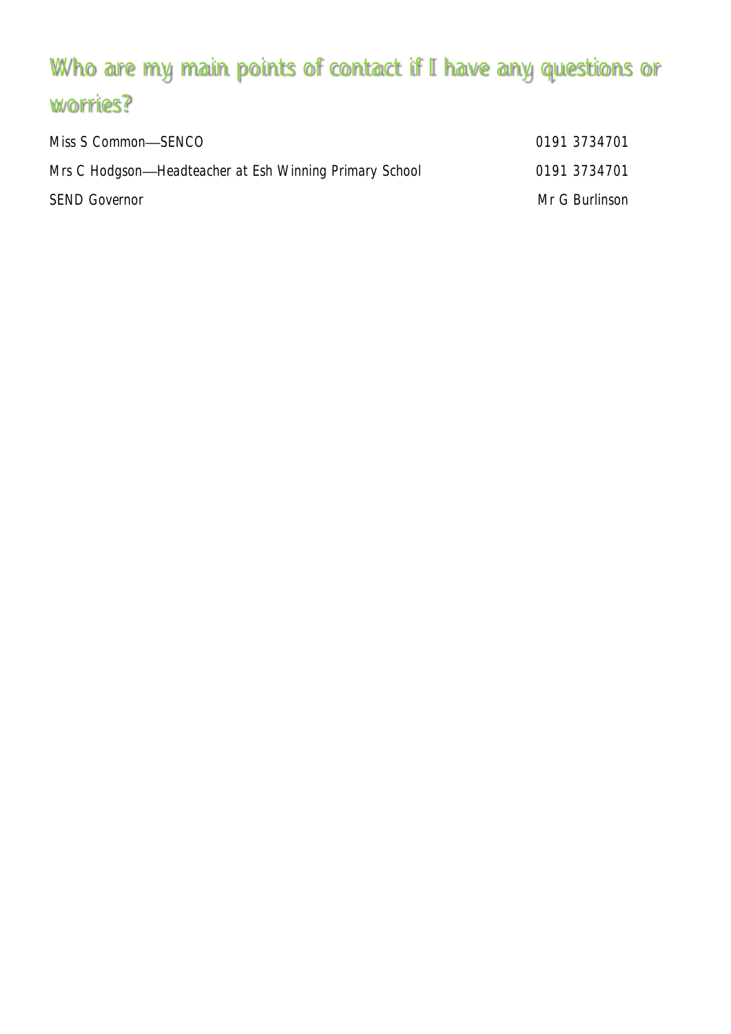## Who are my main points of contact if I have any questions or worries?

| | |
|---|---|
| Miss S Common—SENCO | 0191 3734701 |
| Mrs C Hodgson—Headteacher at Esh Winning Primary School | 0191 3734701 |
| SEND Governor | Mr G Burlinson |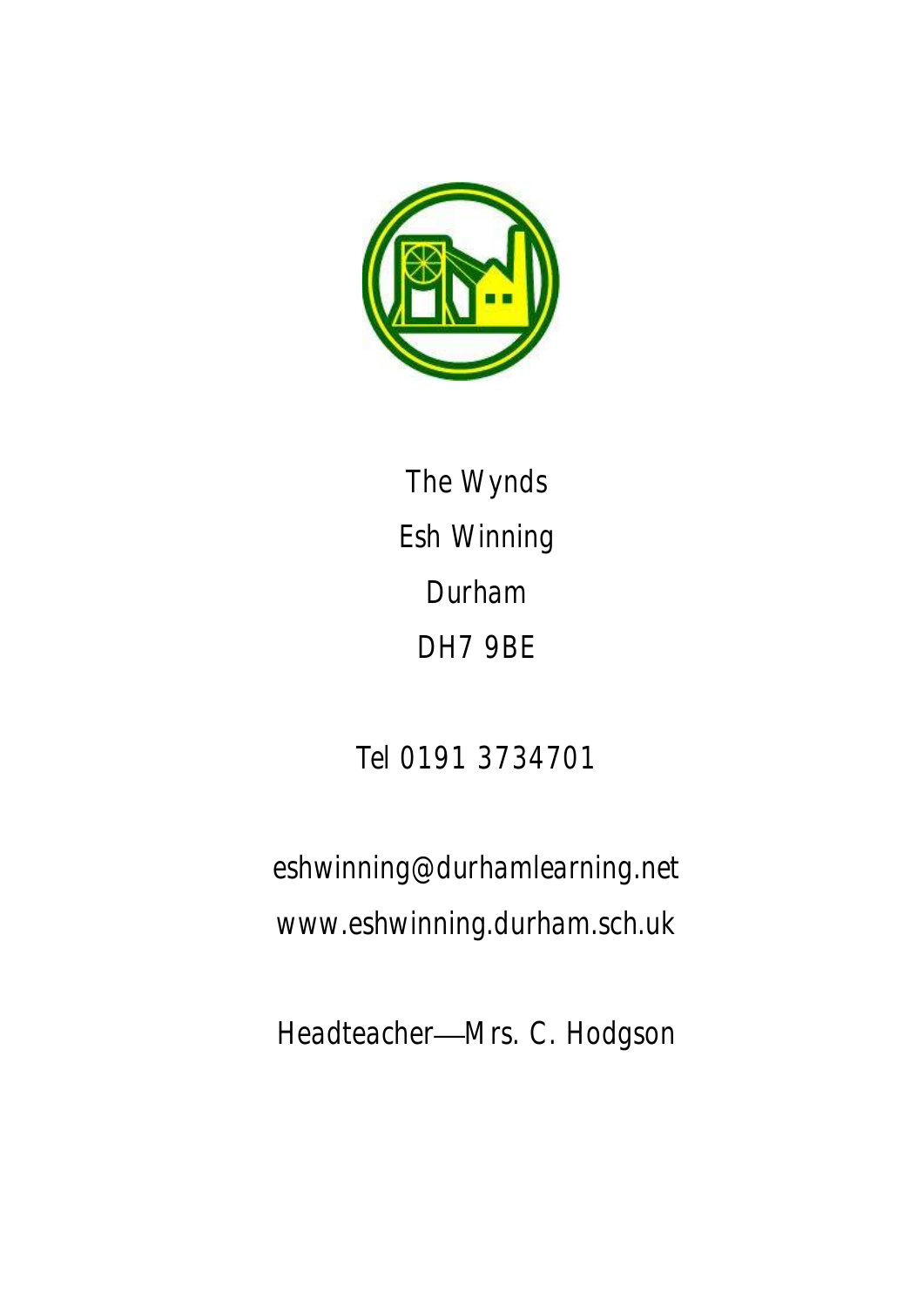The Wynds
Esh Winning
Durham
DH7 9BE

Tel 0191 3734701

eshwinning@durhamlearning.net
www.eshwinning.durham.sch.uk

Headteacher—Mrs. C. Hodgson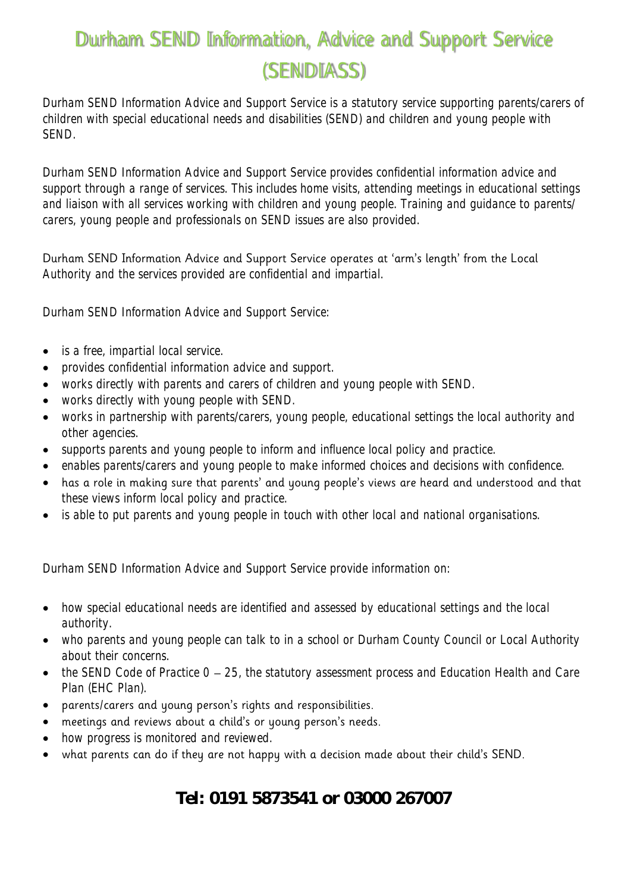# Durham SEND Information, Advice and Support Service (SENDIASS)

Durham SEND Information Advice and Support Service is a statutory service supporting parents/carers of children with special educational needs and disabilities (SEND) and children and young people with SEND.

Durham SEND Information Advice and Support Service provides confidential information advice and support through a range of services. This includes home visits, attending meetings in educational settings and liaison with all services working with children and young people. Training and guidance to parents/ carers, young people and professionals on SEND issues are also provided.

Durham SEND Information Advice and Support Service operates at 'arm's length' from the Local Authority and the services provided are confidential and impartial.

Durham SEND Information Advice and Support Service:

- is a free, impartial local service.
- provides confidential information advice and support.
- works directly with parents and carers of children and young people with SEND.
- works directly with young people with SEND.
- works in partnership with parents/carers, young people, educational settings the local authority and other agencies.
- supports parents and young people to inform and influence local policy and practice.
- enables parents/carers and young people to make informed choices and decisions with confidence.
- has a role in making sure that parents' and young people's views are heard and understood and that these views inform local policy and practice.
- is able to put parents and young people in touch with other local and national organisations.

Durham SEND Information Advice and Support Service provide information on:

- how special educational needs are identified and assessed by educational settings and the local authority.
- who parents and young people can talk to in a school or Durham County Council or Local Authority about their concerns.
- the SEND Code of Practice 0 – 25, the statutory assessment process and Education Health and Care Plan (EHC Plan).
- parents/carers and young person's rights and responsibilities.
- meetings and reviews about a child's or young person's needs.
- how progress is monitored and reviewed.
- what parents can do if they are not happy with a decision made about their child's SEND.

## **Tel: 0191 5873541 or 03000 267007**